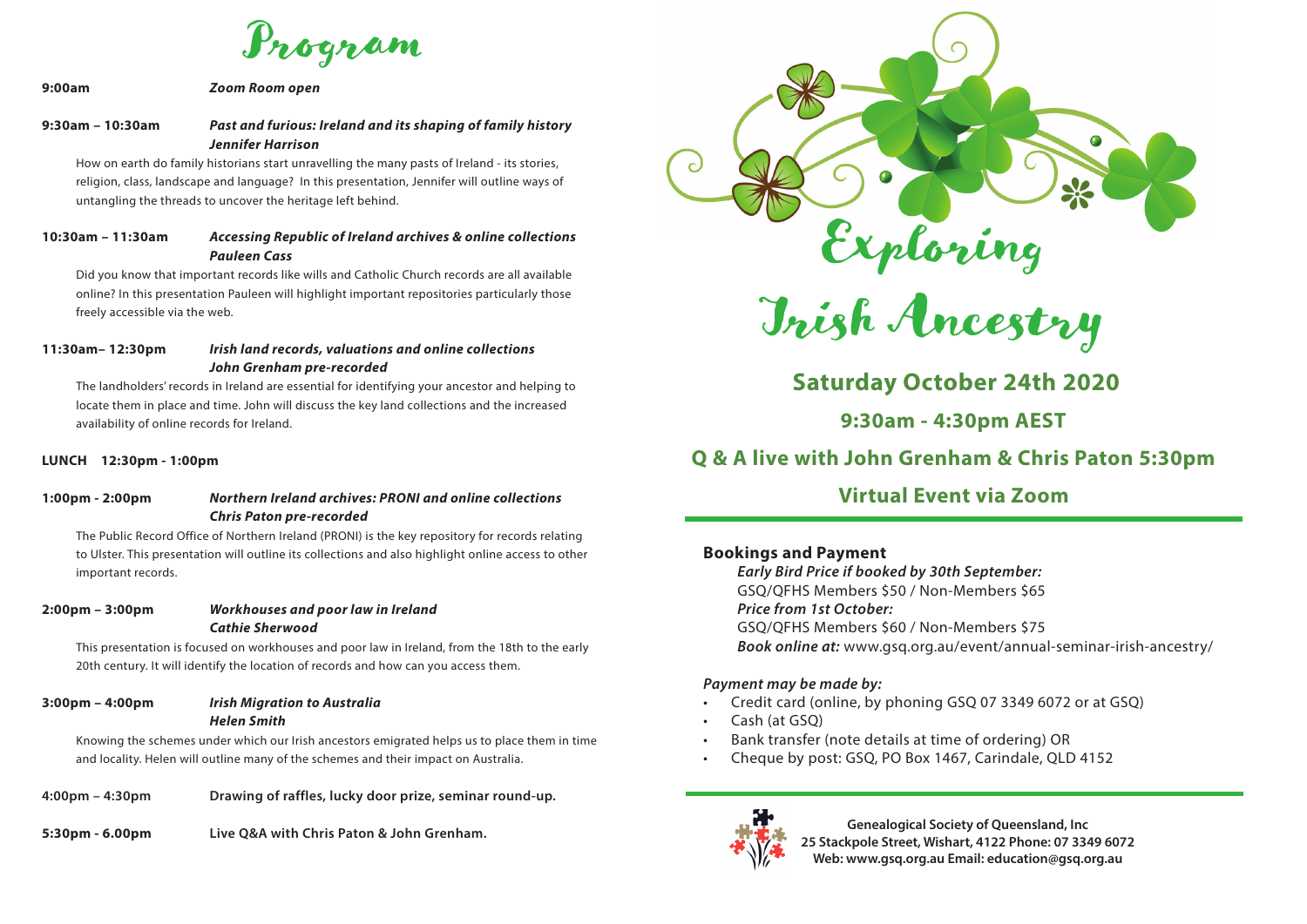# Program

**9:00am** *Zoom Room open*

**9:30am – 10:30am** ***Past and furious: Ireland and its shaping of family history***
***Jennifer Harrison***

How on earth do family historians start unravelling the many pasts of Ireland - its stories, religion, class, landscape and language? In this presentation, Jennifer will outline ways of untangling the threads to uncover the heritage left behind.

**10:30am – 11:30am** ***Accessing Republic of Ireland archives & online collections***
***Pauleen Cass***

Did you know that important records like wills and Catholic Church records are all available online? In this presentation Pauleen will highlight important repositories particularly those freely accessible via the web.

**11:30am– 12:30pm** ***Irish land records, valuations and online collections***
***John Grenham pre-recorded***

The landholders' records in Ireland are essential for identifying your ancestor and helping to locate them in place and time. John will discuss the key land collections and the increased availability of online records for Ireland.

**LUNCH 12:30pm - 1:00pm**

**1:00pm - 2:00pm** ***Northern Ireland archives: PRONI and online collections***
***Chris Paton pre-recorded***

The Public Record Office of Northern Ireland (PRONI) is the key repository for records relating to Ulster. This presentation will outline its collections and also highlight online access to other important records.

**2:00pm – 3:00pm** ***Workhouses and poor law in Ireland***
***Cathie Sherwood***

This presentation is focused on workhouses and poor law in Ireland, from the 18th to the early 20th century. It will identify the location of records and how can you access them.

**3:00pm – 4:00pm** ***Irish Migration to Australia***
***Helen Smith***

Knowing the schemes under which our Irish ancestors emigrated helps us to place them in time and locality. Helen will outline many of the schemes and their impact on Australia.

**4:00pm – 4:30pm** **Drawing of raffles, lucky door prize, seminar round-up.**

**5:30pm - 6.00pm** **Live Q&A with Chris Paton & John Grenham.**

# Exploring Irish Ancestry

## Saturday October 24th 2020

## 9:30am - 4:30pm AEST

## Q & A live with John Grenham & Chris Paton 5:30pm

## Virtual Event via Zoom

### Bookings and Payment

***Early Bird Price if booked by 30th September:***
GSQ/QFHS Members $50 / Non-Members $65
***Price from 1st October:***
GSQ/QFHS Members $60 / Non-Members $75
***Book online at:*** www.gsq.org.au/event/annual-seminar-irish-ancestry/

***Payment may be made by:***

- Credit card (online, by phoning GSQ 07 3349 6072 or at GSQ)
- Cash (at GSQ)
- Bank transfer (note details at time of ordering) OR
- Cheque by post: GSQ, PO Box 1467, Carindale, QLD 4152

**Genealogical Society of Queensland, Inc**
**25 Stackpole Street, Wishart, 4122 Phone: 07 3349 6072**
**Web: www.gsq.org.au Email: education@gsq.org.au**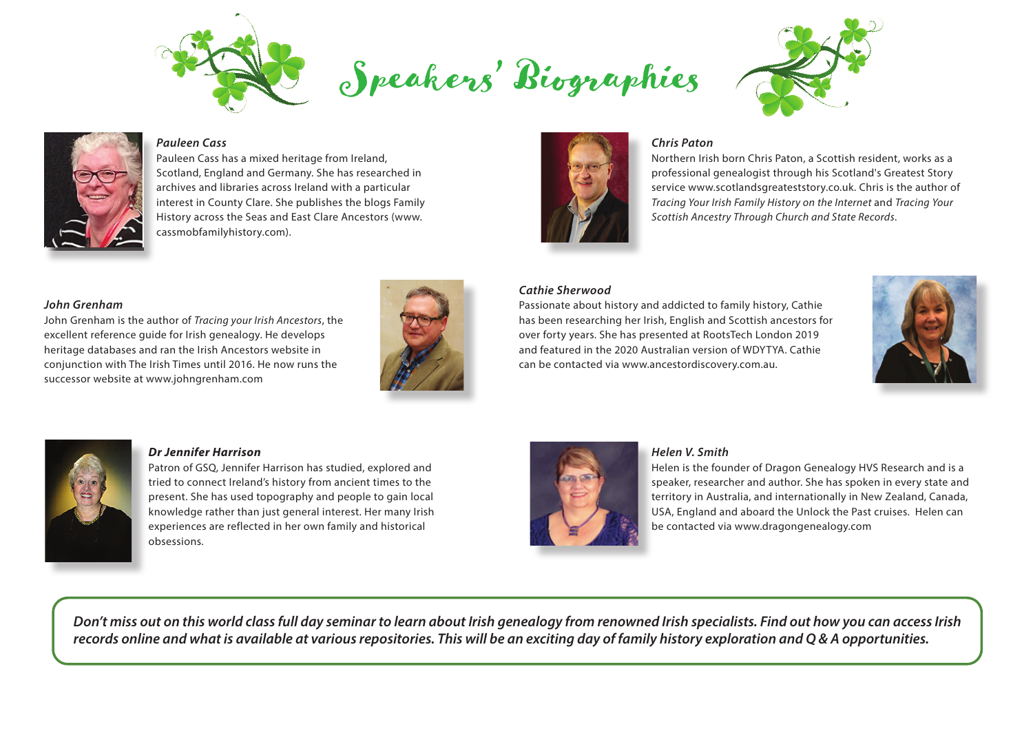# Speakers' Biographies

***Pauleen Cass***

Pauleen Cass has a mixed heritage from Ireland, Scotland, England and Germany. She has researched in archives and libraries across Ireland with a particular interest in County Clare. She publishes the blogs Family History across the Seas and East Clare Ancestors (www.cassmobfamilyhistory.com).

***Chris Paton***

Northern Irish born Chris Paton, a Scottish resident, works as a professional genealogist through his Scotland's Greatest Story service www.scotlandsgreateststory.co.uk. Chris is the author of *Tracing Your Irish Family History on the Internet* and *Tracing Your Scottish Ancestry Through Church and State Records*.

***John Grenham***

John Grenham is the author of *Tracing your Irish Ancestors*, the excellent reference guide for Irish genealogy. He develops heritage databases and ran the Irish Ancestors website in conjunction with The Irish Times until 2016. He now runs the successor website at www.johngrenham.com

***Cathie Sherwood***

Passionate about history and addicted to family history, Cathie has been researching her Irish, English and Scottish ancestors for over forty years. She has presented at RootsTech London 2019 and featured in the 2020 Australian version of WDYTYA. Cathie can be contacted via www.ancestordiscovery.com.au.

***Dr Jennifer Harrison***

Patron of GSQ, Jennifer Harrison has studied, explored and tried to connect Ireland's history from ancient times to the present. She has used topography and people to gain local knowledge rather than just general interest. Her many Irish experiences are reflected in her own family and historical obsessions.

***Helen V. Smith***

Helen is the founder of Dragon Genealogy HVS Research and is a speaker, researcher and author. She has spoken in every state and territory in Australia, and internationally in New Zealand, Canada, USA, England and aboard the Unlock the Past cruises. Helen can be contacted via www.dragongenealogy.com

***Don't miss out on this world class full day seminar to learn about Irish genealogy from renowned Irish specialists. Find out how you can access Irish records online and what is available at various repositories. This will be an exciting day of family history exploration and Q & A opportunities.***